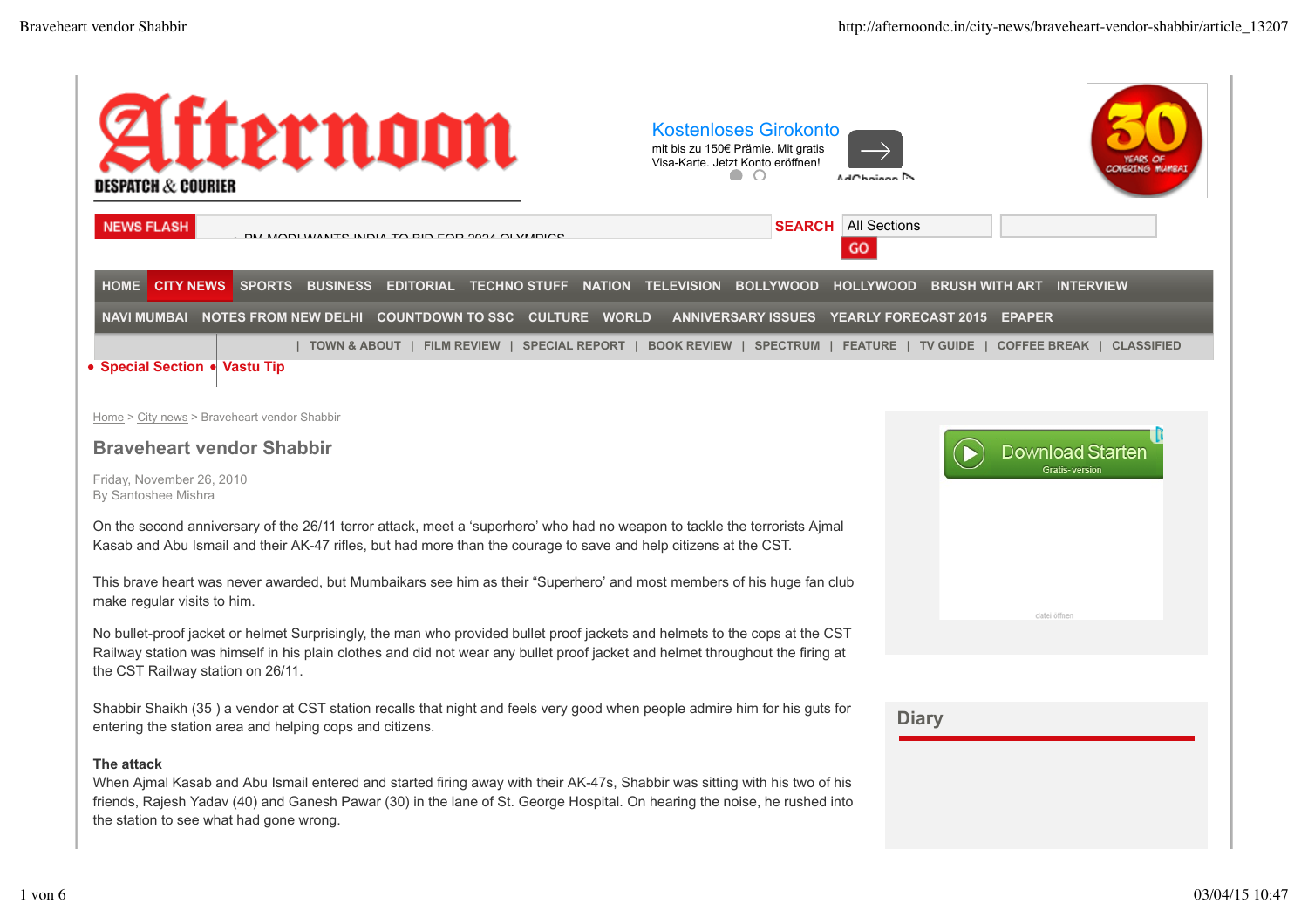# Braveheart vendor Shabbir

Friday, November 26, 2010
By Santoshee Mishra

On the second anniversary of the 26/11 terror attack, meet a 'superhero' who had no weapon to tackle the terrorists Ajmal Kasab and Abu Ismail and their AK-47 rifles, but had more than the courage to save and help citizens at the CST.

This brave heart was never awarded, but Mumbaikars see him as their "Superhero' and most members of his huge fan club make regular visits to him.

No bullet-proof jacket or helmet Surprisingly, the man who provided bullet proof jackets and helmets to the cops at the CST Railway station was himself in his plain clothes and did not wear any bullet proof jacket and helmet throughout the firing at the CST Railway station on 26/11.

Shabbir Shaikh (35 ) a vendor at CST station recalls that night and feels very good when people admire him for his guts for entering the station area and helping cops and citizens.

**The attack**
When Ajmal Kasab and Abu Ismail entered and started firing away with their AK-47s, Shabbir was sitting with his two of his friends, Rajesh Yadav (40) and Ganesh Pawar (30) in the lane of St. George Hospital. On hearing the noise, he rushed into the station to see what had gone wrong.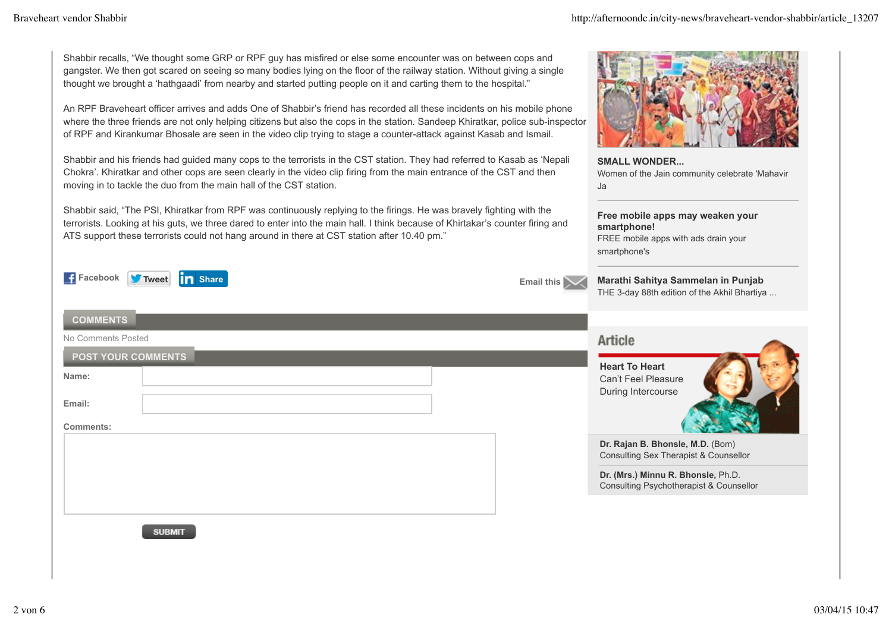Shabbir recalls, "We thought some GRP or RPF guy has misfired or else some encounter was on between cops and gangster. We then got scared on seeing so many bodies lying on the floor of the railway station. Without giving a single thought we brought a 'hathgaadi' from nearby and started putting people on it and carting them to the hospital."

An RPF Braveheart officer arrives and adds One of Shabbir's friend has recorded all these incidents on his mobile phone where the three friends are not only helping citizens but also the cops in the station. Sandeep Khiratkar, police sub-inspector of RPF and Kirankumar Bhosale are seen in the video clip trying to stage a counter-attack against Kasab and Ismail.

Shabbir and his friends had guided many cops to the terrorists in the CST station. They had referred to Kasab as 'Nepali Chokra'. Khiratkar and other cops are seen clearly in the video clip firing from the main entrance of the CST and then moving in to tackle the duo from the main hall of the CST station.

Shabbir said, "The PSI, Khiratkar from RPF was continuously replying to the firings. He was bravely fighting with the terrorists. Looking at his guts, we three dared to enter into the main hall. I think because of Khirtakar's counter firing and ATS support these terrorists could not hang around in there at CST station after 10.40 pm."

Facebook Tweet Share Email this

## COMMENTS

No Comments Posted

## POST YOUR COMMENTS

Name:

Email:

Comments:

SUBMIT

**SMALL WONDER...**
Women of the Jain community celebrate 'Mahavir Ja

**Free mobile apps may weaken your smartphone!**
FREE mobile apps with ads drain your smartphone's

**Marathi Sahitya Sammelan in Punjab**
THE 3-day 88th edition of the Akhil Bhartiya ...

## Article

**Heart To Heart**
Can't Feel Pleasure During Intercourse

**Dr. Rajan B. Bhonsle, M.D.** (Bom)
Consulting Sex Therapist & Counsellor

**Dr. (Mrs.) Minnu R. Bhonsle,** Ph.D.
Consulting Psychotherapist & Counsellor